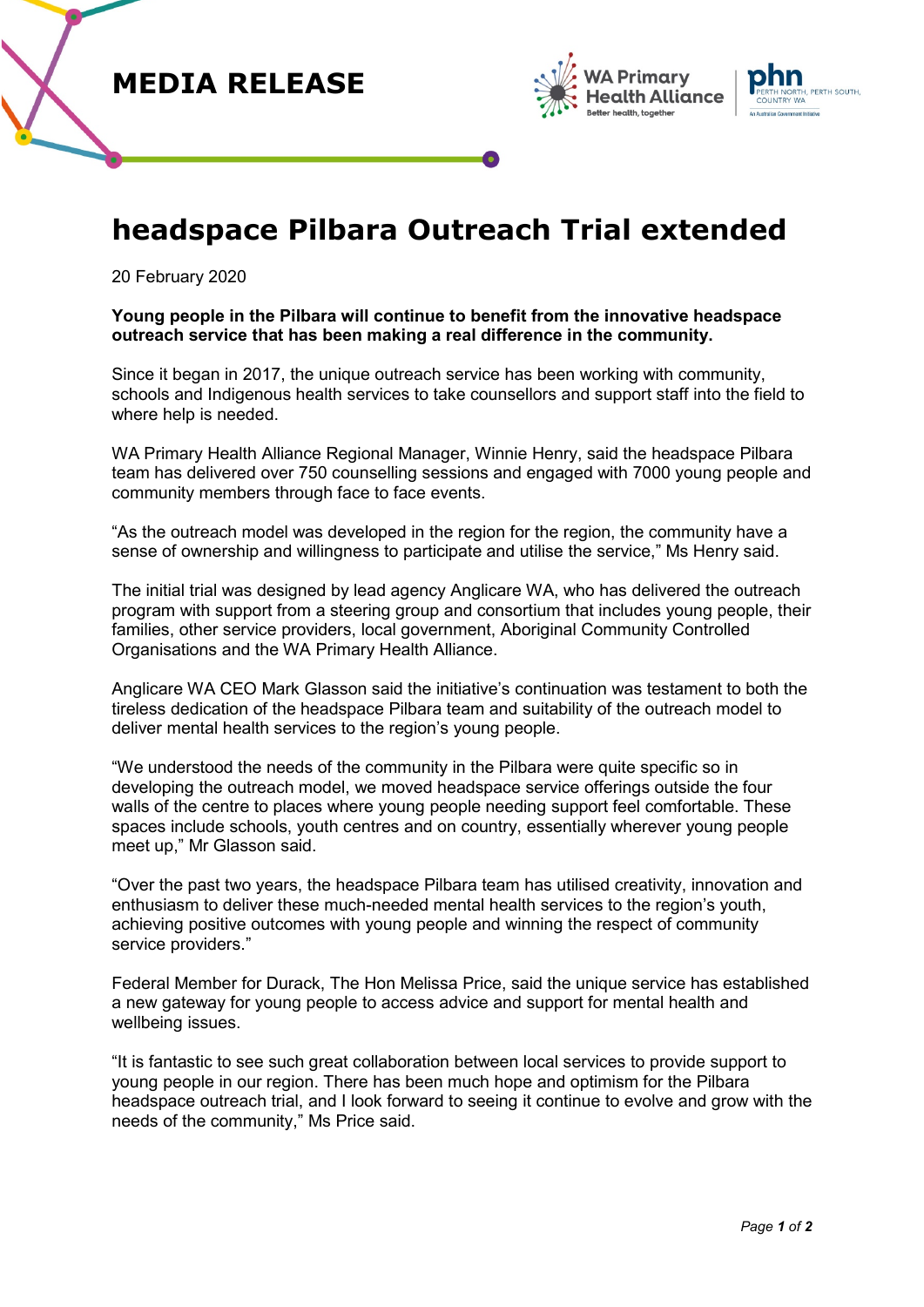MEDIA RELEASE

WA Primary Health Alliance
Better health, together

phn
PERTH NORTH, PERTH SOUTH, COUNTRY WA
An Australian Government Initiative

# headspace Pilbara Outreach Trial extended

20 February 2020

**Young people in the Pilbara will continue to benefit from the innovative headspace outreach service that has been making a real difference in the community.**

Since it began in 2017, the unique outreach service has been working with community, schools and Indigenous health services to take counsellors and support staff into the field to where help is needed.

WA Primary Health Alliance Regional Manager, Winnie Henry, said the headspace Pilbara team has delivered over 750 counselling sessions and engaged with 7000 young people and community members through face to face events.

"As the outreach model was developed in the region for the region, the community have a sense of ownership and willingness to participate and utilise the service," Ms Henry said.

The initial trial was designed by lead agency Anglicare WA, who has delivered the outreach program with support from a steering group and consortium that includes young people, their families, other service providers, local government, Aboriginal Community Controlled Organisations and the WA Primary Health Alliance.

Anglicare WA CEO Mark Glasson said the initiative's continuation was testament to both the tireless dedication of the headspace Pilbara team and suitability of the outreach model to deliver mental health services to the region's young people.

"We understood the needs of the community in the Pilbara were quite specific so in developing the outreach model, we moved headspace service offerings outside the four walls of the centre to places where young people needing support feel comfortable. These spaces include schools, youth centres and on country, essentially wherever young people meet up," Mr Glasson said.

"Over the past two years, the headspace Pilbara team has utilised creativity, innovation and enthusiasm to deliver these much-needed mental health services to the region's youth, achieving positive outcomes with young people and winning the respect of community service providers."

Federal Member for Durack, The Hon Melissa Price, said the unique service has established a new gateway for young people to access advice and support for mental health and wellbeing issues.

"It is fantastic to see such great collaboration between local services to provide support to young people in our region. There has been much hope and optimism for the Pilbara headspace outreach trial, and I look forward to seeing it continue to evolve and grow with the needs of the community," Ms Price said.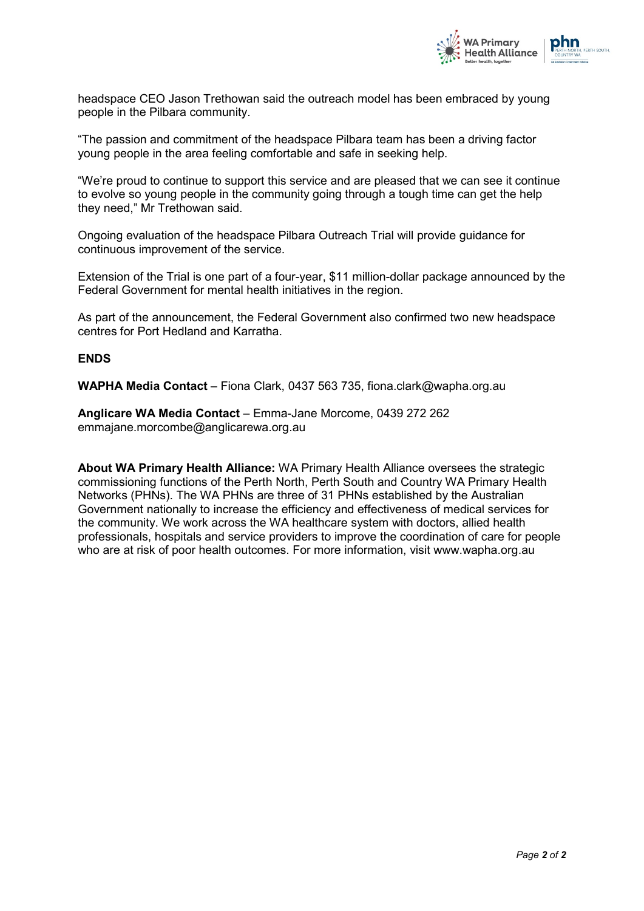headspace CEO Jason Trethowan said the outreach model has been embraced by young people in the Pilbara community.

“The passion and commitment of the headspace Pilbara team has been a driving factor young people in the area feeling comfortable and safe in seeking help.

“We’re proud to continue to support this service and are pleased that we can see it continue to evolve so young people in the community going through a tough time can get the help they need,” Mr Trethowan said.

Ongoing evaluation of the headspace Pilbara Outreach Trial will provide guidance for continuous improvement of the service.

Extension of the Trial is one part of a four-year, $11 million-dollar package announced by the Federal Government for mental health initiatives in the region.

As part of the announcement, the Federal Government also confirmed two new headspace centres for Port Hedland and Karratha.

**ENDS**

**WAPHA Media Contact** – Fiona Clark, 0437 563 735, fiona.clark@wapha.org.au

**Anglicare WA Media Contact** – Emma-Jane Morcome, 0439 272 262
emmajane.morcombe@anglicarewa.org.au

**About WA Primary Health Alliance:** WA Primary Health Alliance oversees the strategic commissioning functions of the Perth North, Perth South and Country WA Primary Health Networks (PHNs). The WA PHNs are three of 31 PHNs established by the Australian Government nationally to increase the efficiency and effectiveness of medical services for the community. We work across the WA healthcare system with doctors, allied health professionals, hospitals and service providers to improve the coordination of care for people who are at risk of poor health outcomes. For more information, visit www.wapha.org.au